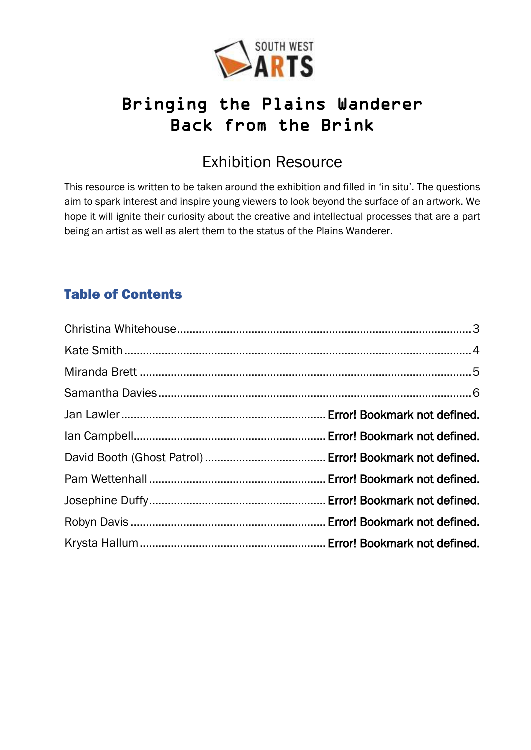SOUTH WEST ARTS

# Bringing the Plains Wanderer Back from the Brink

## Exhibition Resource

This resource is written to be taken around the exhibition and filled in 'in situ'. The questions aim to spark interest and inspire young viewers to look beyond the surface of an artwork. We hope it will ignite their curiosity about the creative and intellectual processes that are a part being an artist as well as alert them to the status of the Plains Wanderer.

## Table of Contents

Christina Whitehouse........................................................................................3
Kate Smith........................................................................................................4
Miranda Brett....................................................................................................5
Samantha Davies..............................................................................................6
Jan Lawler.................................................................. **Error! Bookmark not defined.**
Ian Campbell............................................................... **Error! Bookmark not defined.**
David Booth (Ghost Patrol)........................................ **Error! Bookmark not defined.**
Pam Wettenhall.......................................................... **Error! Bookmark not defined.**
Josephine Duffy......................................................... **Error! Bookmark not defined.**
Robyn Davis............................................................... **Error! Bookmark not defined.**
Krysta Hallum............................................................ **Error! Bookmark not defined.**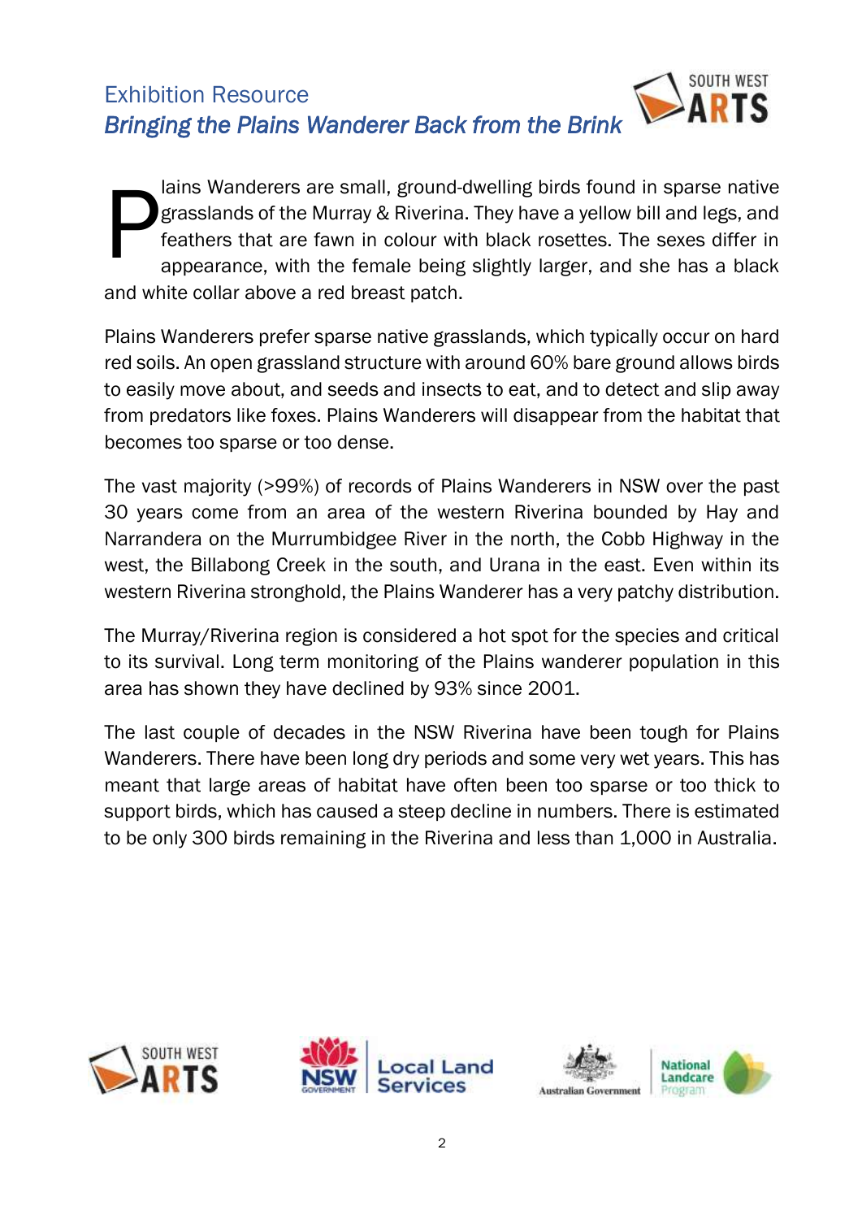## Exhibition Resource

## *Bringing the Plains Wanderer Back from the Brink*

Plains Wanderers are small, ground-dwelling birds found in sparse native grasslands of the Murray & Riverina. They have a yellow bill and legs, and feathers that are fawn in colour with black rosettes. The sexes differ in appearance, with the female being slightly larger, and she has a black and white collar above a red breast patch.

Plains Wanderers prefer sparse native grasslands, which typically occur on hard red soils. An open grassland structure with around 60% bare ground allows birds to easily move about, and seeds and insects to eat, and to detect and slip away from predators like foxes. Plains Wanderers will disappear from the habitat that becomes too sparse or too dense.

The vast majority (>99%) of records of Plains Wanderers in NSW over the past 30 years come from an area of the western Riverina bounded by Hay and Narrandera on the Murrumbidgee River in the north, the Cobb Highway in the west, the Billabong Creek in the south, and Urana in the east. Even within its western Riverina stronghold, the Plains Wanderer has a very patchy distribution.

The Murray/Riverina region is considered a hot spot for the species and critical to its survival. Long term monitoring of the Plains wanderer population in this area has shown they have declined by 93% since 2001.

The last couple of decades in the NSW Riverina have been tough for Plains Wanderers. There have been long dry periods and some very wet years. This has meant that large areas of habitat have often been too sparse or too thick to support birds, which has caused a steep decline in numbers. There is estimated to be only 300 birds remaining in the Riverina and less than 1,000 in Australia.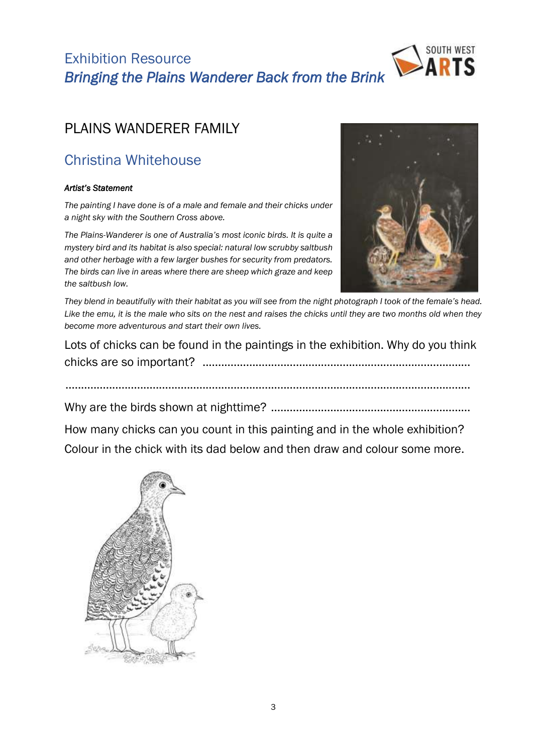Exhibition Resource

*Bringing the Plains Wanderer Back from the Brink*

# PLAINS WANDERER FAMILY

## Christina Whitehouse

***Artist's Statement***

*The painting I have done is of a male and female and their chicks under a night sky with the Southern Cross above.*

*The Plains-Wanderer is one of Australia's most iconic birds. It is quite a mystery bird and its habitat is also special: natural low scrubby saltbush and other herbage with a few larger bushes for security from predators. The birds can live in areas where there are sheep which graze and keep the saltbush low.*

*They blend in beautifully with their habitat as you will see from the night photograph I took of the female's head. Like the emu, it is the male who sits on the nest and raises the chicks until they are two months old when they become more adventurous and start their own lives.*

Lots of chicks can be found in the paintings in the exhibition. Why do you think chicks are so important? ......................................................................................

......................................................................................................................................

Why are the birds shown at nighttime? ..................................................................

How many chicks can you count in this painting and in the whole exhibition?

Colour in the chick with its dad below and then draw and colour some more.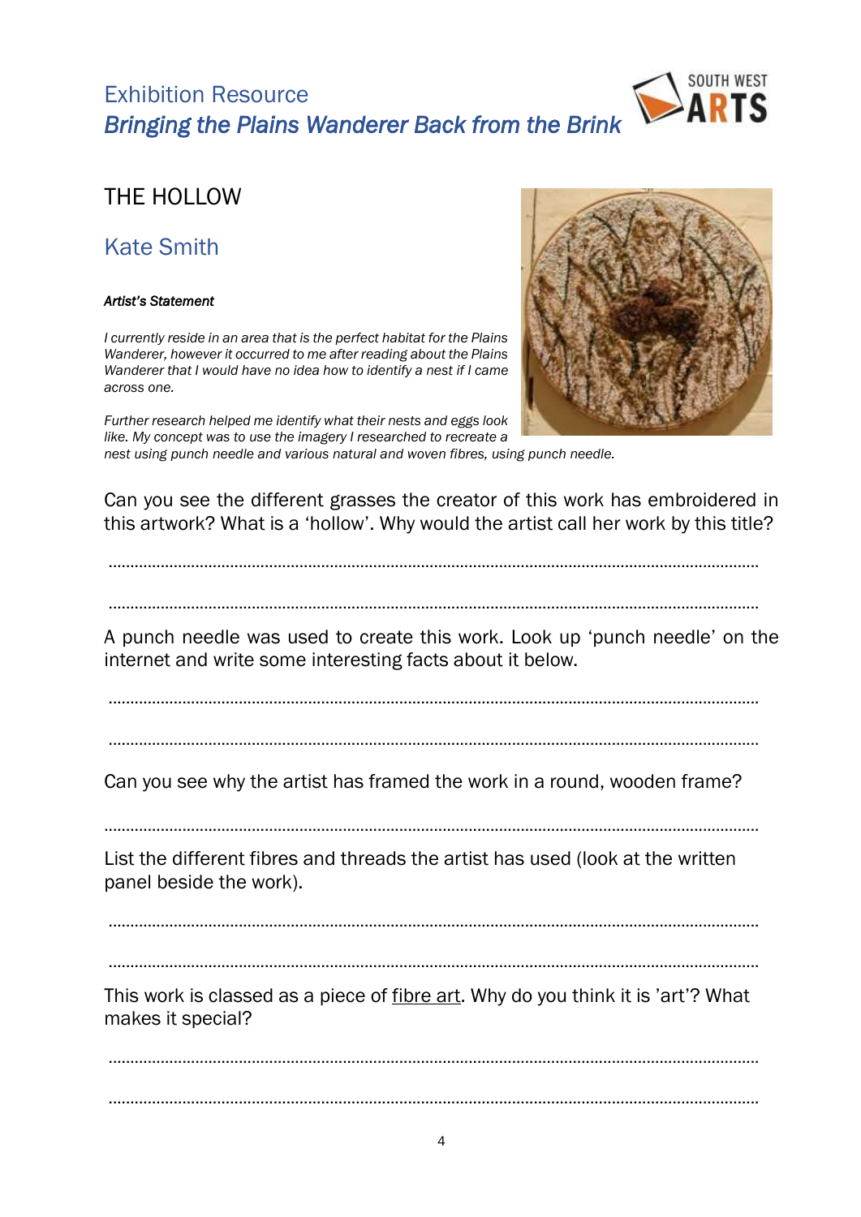Exhibition Resource

*Bringing the Plains Wanderer Back from the Brink*

## THE HOLLOW

### Kate Smith

***Artist's Statement***

*I currently reside in an area that is the perfect habitat for the Plains Wanderer, however it occurred to me after reading about the Plains Wanderer that I would have no idea how to identify a nest if I came across one.*

*Further research helped me identify what their nests and eggs look like. My concept was to use the imagery I researched to recreate a nest using punch needle and various natural and woven fibres, using punch needle.*

Can you see the different grasses the creator of this work has embroidered in this artwork? What is a 'hollow'. Why would the artist call her work by this title?

……………………………………………………………………………………………………………………………

……………………………………………………………………………………………………………………………

A punch needle was used to create this work. Look up 'punch needle' on the internet and write some interesting facts about it below.

……………………………………………………………………………………………………………………………

……………………………………………………………………………………………………………………………

Can you see why the artist has framed the work in a round, wooden frame?

……………………………………………………………………………………………………………………………

List the different fibres and threads the artist has used (look at the written panel beside the work).

……………………………………………………………………………………………………………………………

……………………………………………………………………………………………………………………………

This work is classed as a piece of fibre art. Why do you think it is 'art'? What makes it special?

……………………………………………………………………………………………………………………………

……………………………………………………………………………………………………………………………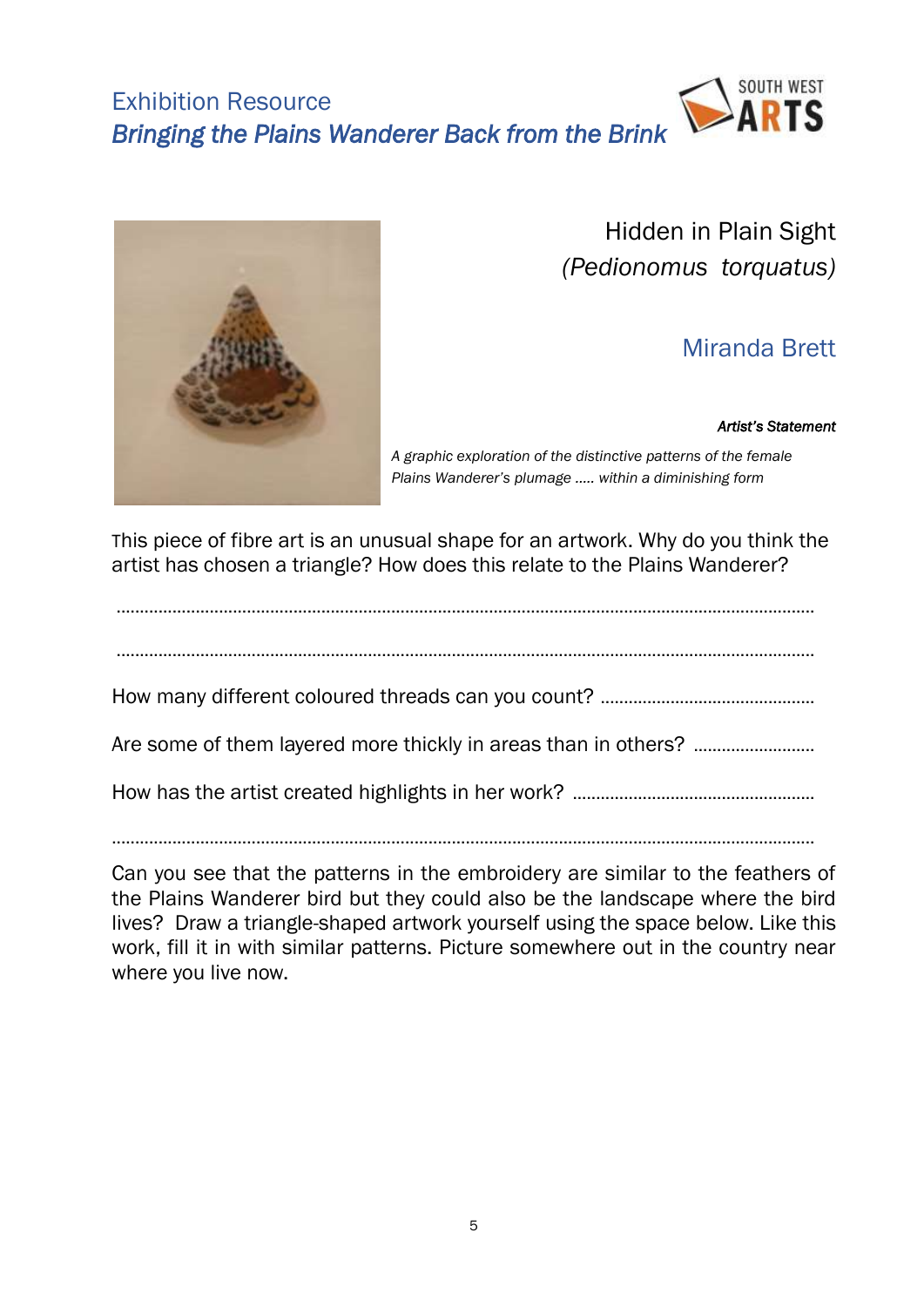# Exhibition Resource

## *Bringing the Plains Wanderer Back from the Brink*

SOUTH WEST ARTS

## Hidden in Plain Sight
*(Pedionomus torquatus)*

### Miranda Brett

***Artist's Statement***

*A graphic exploration of the distinctive patterns of the female Plains Wanderer's plumage ….. within a diminishing form*

This piece of fibre art is an unusual shape for an artwork. Why do you think the artist has chosen a triangle? How does this relate to the Plains Wanderer?

…………………………………………………………………………………………………………………………………

…………………………………………………………………………………………………………………………………

How many different coloured threads can you count? ……………………………………….

Are some of them layered more thickly in areas than in others? ……………………

How has the artist created highlights in her work? ……………………………………………

…………………………………………………………………………………………………………………………………

Can you see that the patterns in the embroidery are similar to the feathers of the Plains Wanderer bird but they could also be the landscape where the bird lives? Draw a triangle-shaped artwork yourself using the space below. Like this work, fill it in with similar patterns. Picture somewhere out in the country near where you live now.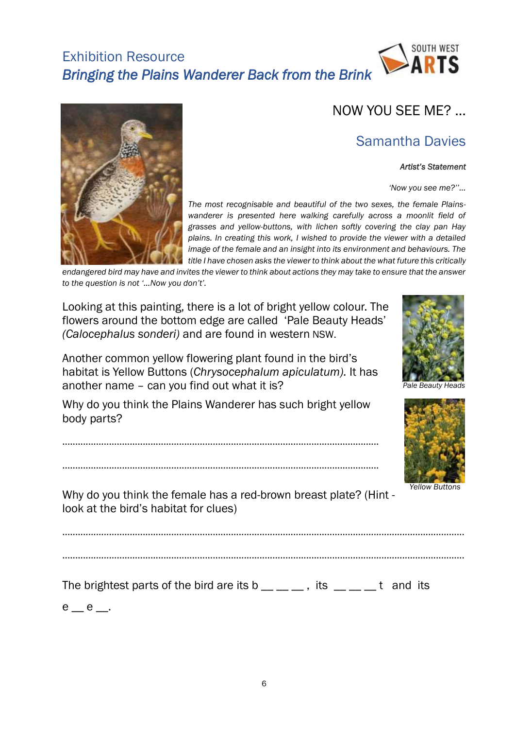Exhibition Resource

*Bringing the Plains Wanderer Back from the Brink*

## NOW YOU SEE ME? …

## Samantha Davies

***Artist's Statement***

*'Now you see me?''…*

*The most recognisable and beautiful of the two sexes, the female Plains-wanderer is presented here walking carefully across a moonlit field of grasses and yellow-buttons, with lichen softly covering the clay pan Hay plains. In creating this work, I wished to provide the viewer with a detailed image of the female and an insight into its environment and behaviours. The title I have chosen asks the viewer to think about the what future this critically endangered bird may have and invites the viewer to think about actions they may take to ensure that the answer to the question is not '…Now you don't'.*

Looking at this painting, there is a lot of bright yellow colour. The flowers around the bottom edge are called 'Pale Beauty Heads' *(Calocephalus sonderi)* and are found in western NSW.

Another common yellow flowering plant found in the bird's habitat is Yellow Buttons (*Chrysocephalum apiculatum).* It has another name – can you find out what it is?

*Pale Beauty Heads*

Why do you think the Plains Wanderer has such bright yellow body parts?

………………………………………………………………………………………………

………………………………………………………………………………………………

*Yellow Buttons*

Why do you think the female has a red-brown breast plate? (Hint - look at the bird's habitat for clues)

………………………………………………………………………………………………………………

………………………………………………………………………………………………………………

The brightest parts of the bird are its b __ __ __ , its __ __ __ t and its e __ e __.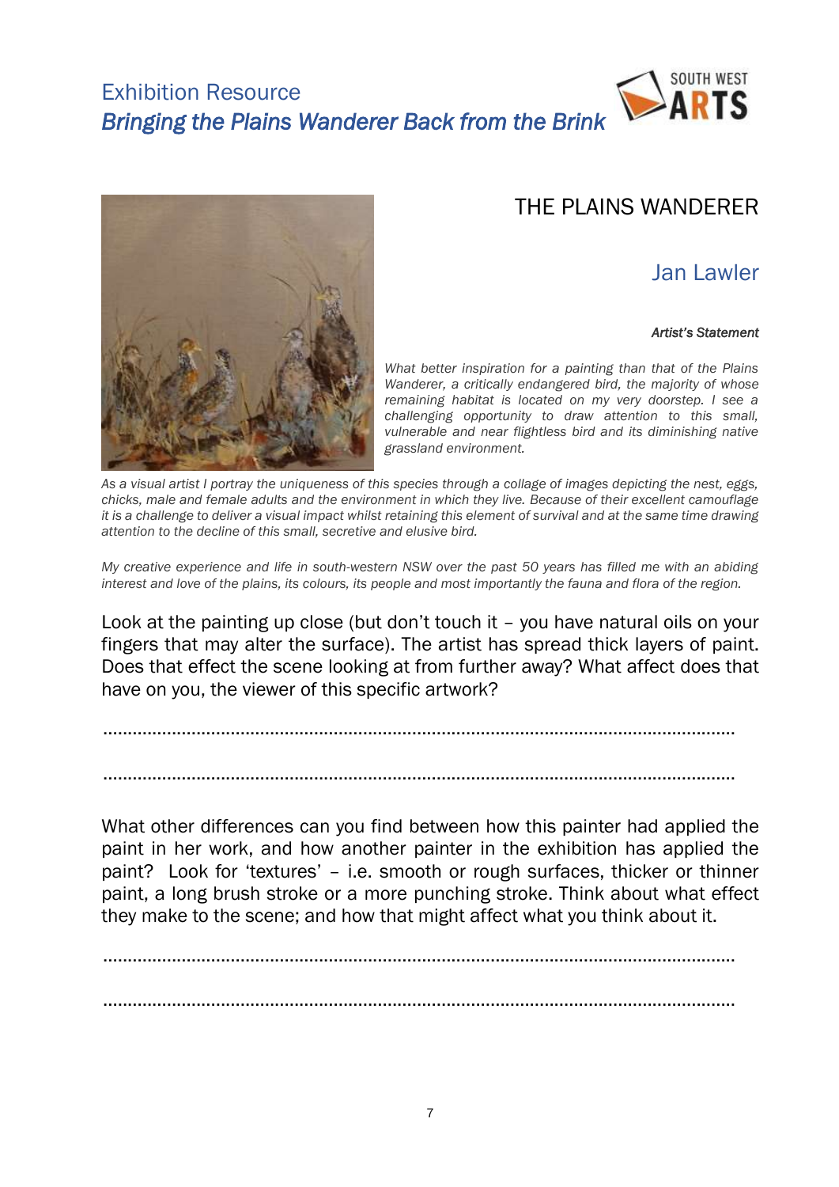# THE PLAINS WANDERER

## Jan Lawler

***Artist's Statement***

*What better inspiration for a painting than that of the Plains Wanderer, a critically endangered bird, the majority of whose remaining habitat is located on my very doorstep. I see a challenging opportunity to draw attention to this small, vulnerable and near flightless bird and its diminishing native grassland environment.*

*As a visual artist I portray the uniqueness of this species through a collage of images depicting the nest, eggs, chicks, male and female adults and the environment in which they live. Because of their excellent camouflage it is a challenge to deliver a visual impact whilst retaining this element of survival and at the same time drawing attention to the decline of this small, secretive and elusive bird.*

*My creative experience and life in south-western NSW over the past 50 years has filled me with an abiding interest and love of the plains, its colours, its people and most importantly the fauna and flora of the region.*

Look at the painting up close (but don't touch it – you have natural oils on your fingers that may alter the surface). The artist has spread thick layers of paint. Does that effect the scene looking at from further away? What affect does that have on you, the viewer of this specific artwork?

..................................................................................................................................

..................................................................................................................................

What other differences can you find between how this painter had applied the paint in her work, and how another painter in the exhibition has applied the paint? Look for 'textures' – i.e. smooth or rough surfaces, thicker or thinner paint, a long brush stroke or a more punching stroke. Think about what effect they make to the scene; and how that might affect what you think about it.

..................................................................................................................................

..................................................................................................................................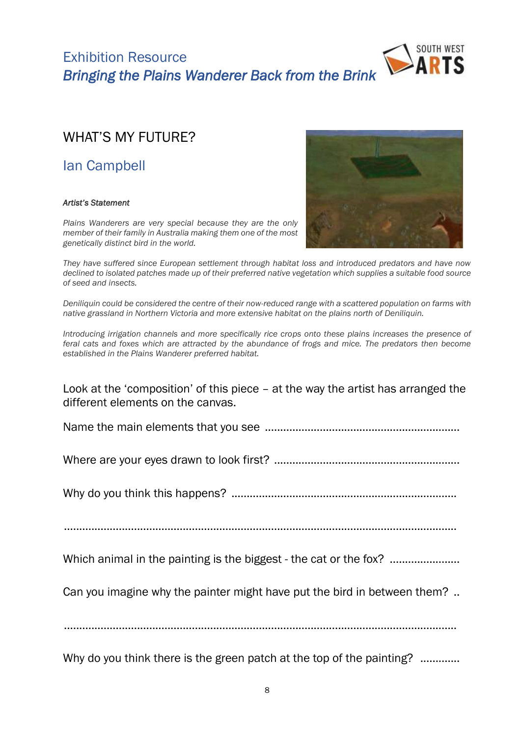# WHAT'S MY FUTURE?

## Ian Campbell

***Artist's Statement***

*Plains Wanderers are very special because they are the only member of their family in Australia making them one of the most genetically distinct bird in the world.*

*They have suffered since European settlement through habitat loss and introduced predators and have now declined to isolated patches made up of their preferred native vegetation which supplies a suitable food source of seed and insects.*

*Deniliquin could be considered the centre of their now-reduced range with a scattered population on farms with native grassland in Northern Victoria and more extensive habitat on the plains north of Deniliquin.*

*Introducing irrigation channels and more specifically rice crops onto these plains increases the presence of feral cats and foxes which are attracted by the abundance of frogs and mice. The predators then become established in the Plains Wanderer preferred habitat.*

Look at the 'composition' of this piece – at the way the artist has arranged the different elements on the canvas.

Name the main elements that you see ................................................................

Where are your eyes drawn to look first? ............................................................

Why do you think this happens? .........................................................................

.........................................................................................................................

Which animal in the painting is the biggest - the cat or the fox? .......................

Can you imagine why the painter might have put the bird in between them? ..

.........................................................................................................................

Why do you think there is the green patch at the top of the painting? .............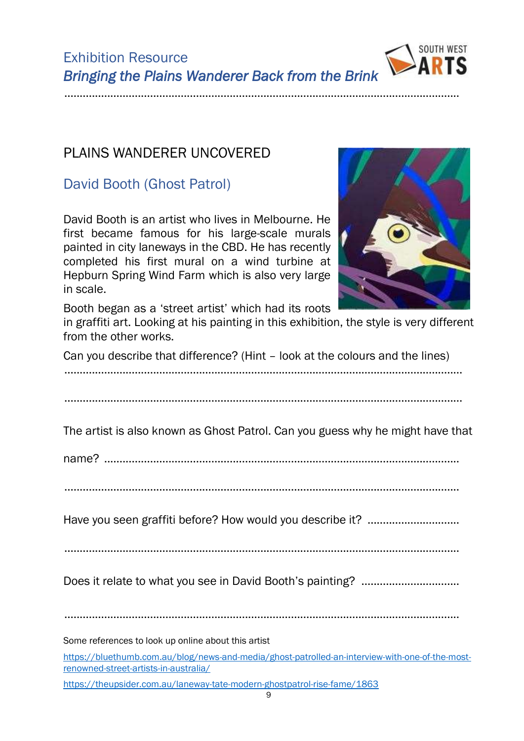## PLAINS WANDERER UNCOVERED

### David Booth (Ghost Patrol)

David Booth is an artist who lives in Melbourne. He first became famous for his large-scale murals painted in city laneways in the CBD. He has recently completed his first mural on a wind turbine at Hepburn Spring Wind Farm which is also very large in scale.

Booth began as a 'street artist' which had its roots in graffiti art. Looking at his painting in this exhibition, the style is very different from the other works.

Can you describe that difference? (Hint – look at the colours and the lines)

..........................................................................................................................

..........................................................................................................................

The artist is also known as Ghost Patrol. Can you guess why he might have that name? ..........................................................................................................

..........................................................................................................................

Have you seen graffiti before? How would you describe it? ..............................

..........................................................................................................................

Does it relate to what you see in David Booth's painting? ...............................

..........................................................................................................................

Some references to look up online about this artist

https://bluethumb.com.au/blog/news-and-media/ghost-patrolled-an-interview-with-one-of-the-most-renowned-street-artists-in-australia/

https://theupsider.com.au/laneway-tate-modern-ghostpatrol-rise-fame/1863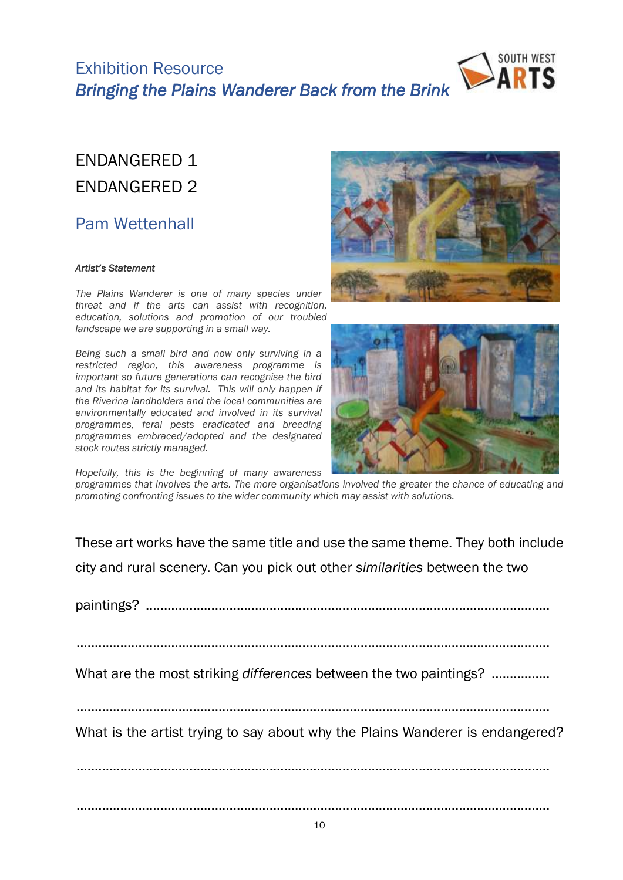# Exhibition Resource

## *Bringing the Plains Wanderer Back from the Brink*

## ENDANGERED 1
## ENDANGERED 2

### Pam Wettenhall

***Artist's Statement***

*The Plains Wanderer is one of many species under threat and if the arts can assist with recognition, education, solutions and promotion of our troubled landscape we are supporting in a small way.*

*Being such a small bird and now only surviving in a restricted region, this awareness programme is important so future generations can recognise the bird and its habitat for its survival. This will only happen if the Riverina landholders and the local communities are environmentally educated and involved in its survival programmes, feral pests eradicated and breeding programmes embraced/adopted and the designated stock routes strictly managed.*

*Hopefully, this is the beginning of many awareness programmes that involves the arts. The more organisations involved the greater the chance of educating and promoting confronting issues to the wider community which may assist with solutions.*

These art works have the same title and use the same theme. They both include city and rural scenery. Can you pick out other *similarities* between the two paintings? ................................................................................................................

................................................................................................................

What are the most striking *differences* between the two paintings? ................

................................................................................................................

What is the artist trying to say about why the Plains Wanderer is endangered?

................................................................................................................

................................................................................................................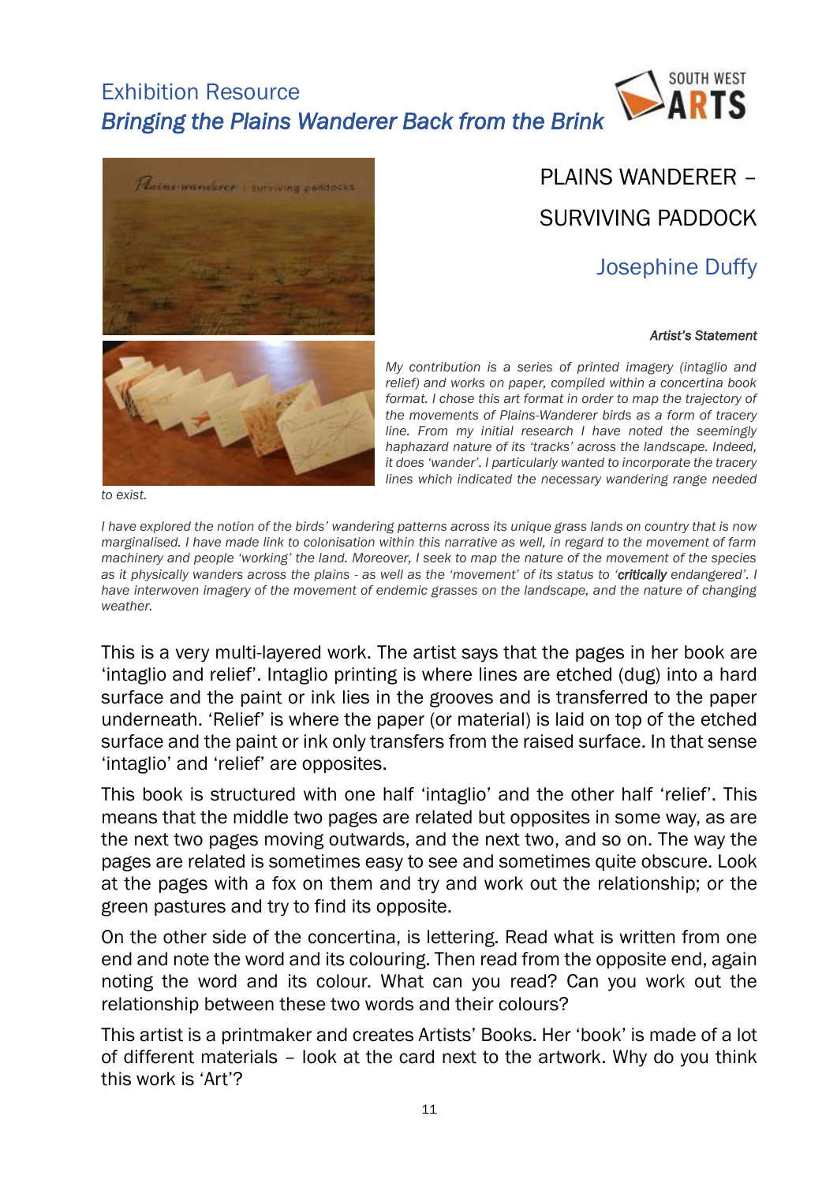# Exhibition Resource

## *Bringing the Plains Wanderer Back from the Brink*

## PLAINS WANDERER – SURVIVING PADDOCK

### Josephine Duffy

***Artist's Statement***

*My contribution is a series of printed imagery (intaglio and relief) and works on paper, compiled within a concertina book format. I chose this art format in order to map the trajectory of the movements of Plains-Wanderer birds as a form of tracery line. From my initial research I have noted the seemingly haphazard nature of its 'tracks' across the landscape. Indeed, it does 'wander'. I particularly wanted to incorporate the tracery lines which indicated the necessary wandering range needed to exist.*

*I have explored the notion of the birds' wandering patterns across its unique grass lands on country that is now marginalised. I have made link to colonisation within this narrative as well, in regard to the movement of farm machinery and people 'working' the land. Moreover, I seek to map the nature of the movement of the species as it physically wanders across the plains - as well as the 'movement' of its status to '**critically** endangered'. I have interwoven imagery of the movement of endemic grasses on the landscape, and the nature of changing weather.*

This is a very multi-layered work. The artist says that the pages in her book are 'intaglio and relief'. Intaglio printing is where lines are etched (dug) into a hard surface and the paint or ink lies in the grooves and is transferred to the paper underneath. 'Relief' is where the paper (or material) is laid on top of the etched surface and the paint or ink only transfers from the raised surface. In that sense 'intaglio' and 'relief' are opposites.

This book is structured with one half 'intaglio' and the other half 'relief'. This means that the middle two pages are related but opposites in some way, as are the next two pages moving outwards, and the next two, and so on. The way the pages are related is sometimes easy to see and sometimes quite obscure. Look at the pages with a fox on them and try and work out the relationship; or the green pastures and try to find its opposite.

On the other side of the concertina, is lettering. Read what is written from one end and note the word and its colouring. Then read from the opposite end, again noting the word and its colour. What can you read? Can you work out the relationship between these two words and their colours?

This artist is a printmaker and creates Artists' Books. Her 'book' is made of a lot of different materials – look at the card next to the artwork. Why do you think this work is 'Art'?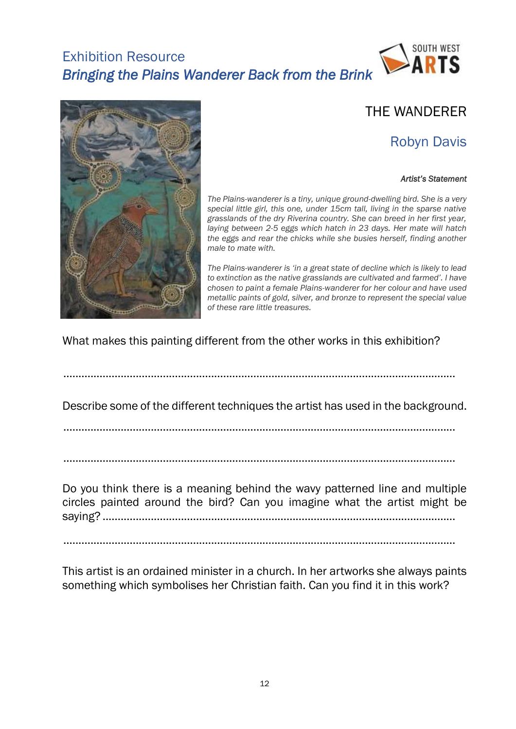Exhibition Resource

*Bringing the Plains Wanderer Back from the Brink*

## THE WANDERER

### Robyn Davis

***Artist's Statement***

*The Plains-wanderer is a tiny, unique ground-dwelling bird. She is a very special little girl, this one, under 15cm tall, living in the sparse native grasslands of the dry Riverina country. She can breed in her first year, laying between 2-5 eggs which hatch in 23 days. Her mate will hatch the eggs and rear the chicks while she busies herself, finding another male to mate with.*

*The Plains-wanderer is 'in a great state of decline which is likely to lead to extinction as the native grasslands are cultivated and farmed'. I have chosen to paint a female Plains-wanderer for her colour and have used metallic paints of gold, silver, and bronze to represent the special value of these rare little treasures.*

What makes this painting different from the other works in this exhibition?

..............................................................................................................................

Describe some of the different techniques the artist has used in the background.

..............................................................................................................................

..............................................................................................................................

Do you think there is a meaning behind the wavy patterned line and multiple circles painted around the bird? Can you imagine what the artist might be saying? ..............................................................................................................

..............................................................................................................................

This artist is an ordained minister in a church. In her artworks she always paints something which symbolises her Christian faith. Can you find it in this work?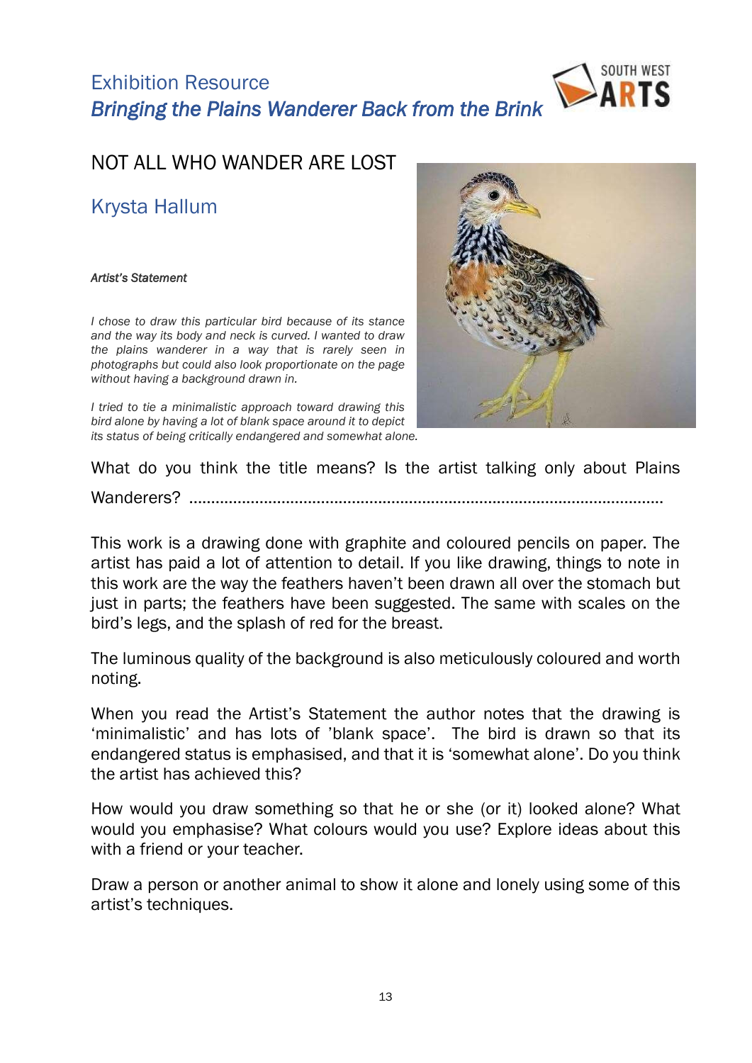Exhibition Resource

*Bringing the Plains Wanderer Back from the Brink*

# NOT ALL WHO WANDER ARE LOST

## Krysta Hallum

***Artist's Statement***

*I chose to draw this particular bird because of its stance and the way its body and neck is curved. I wanted to draw the plains wanderer in a way that is rarely seen in photographs but could also look proportionate on the page without having a background drawn in.*

*I tried to tie a minimalistic approach toward drawing this bird alone by having a lot of blank space around it to depict its status of being critically endangered and somewhat alone.*

What do you think the title means? Is the artist talking only about Plains Wanderers? ..........................................................................................................

This work is a drawing done with graphite and coloured pencils on paper. The artist has paid a lot of attention to detail. If you like drawing, things to note in this work are the way the feathers haven't been drawn all over the stomach but just in parts; the feathers have been suggested. The same with scales on the bird's legs, and the splash of red for the breast.

The luminous quality of the background is also meticulously coloured and worth noting.

When you read the Artist's Statement the author notes that the drawing is 'minimalistic' and has lots of 'blank space'. The bird is drawn so that its endangered status is emphasised, and that it is 'somewhat alone'. Do you think the artist has achieved this?

How would you draw something so that he or she (or it) looked alone? What would you emphasise? What colours would you use? Explore ideas about this with a friend or your teacher.

Draw a person or another animal to show it alone and lonely using some of this artist's techniques.